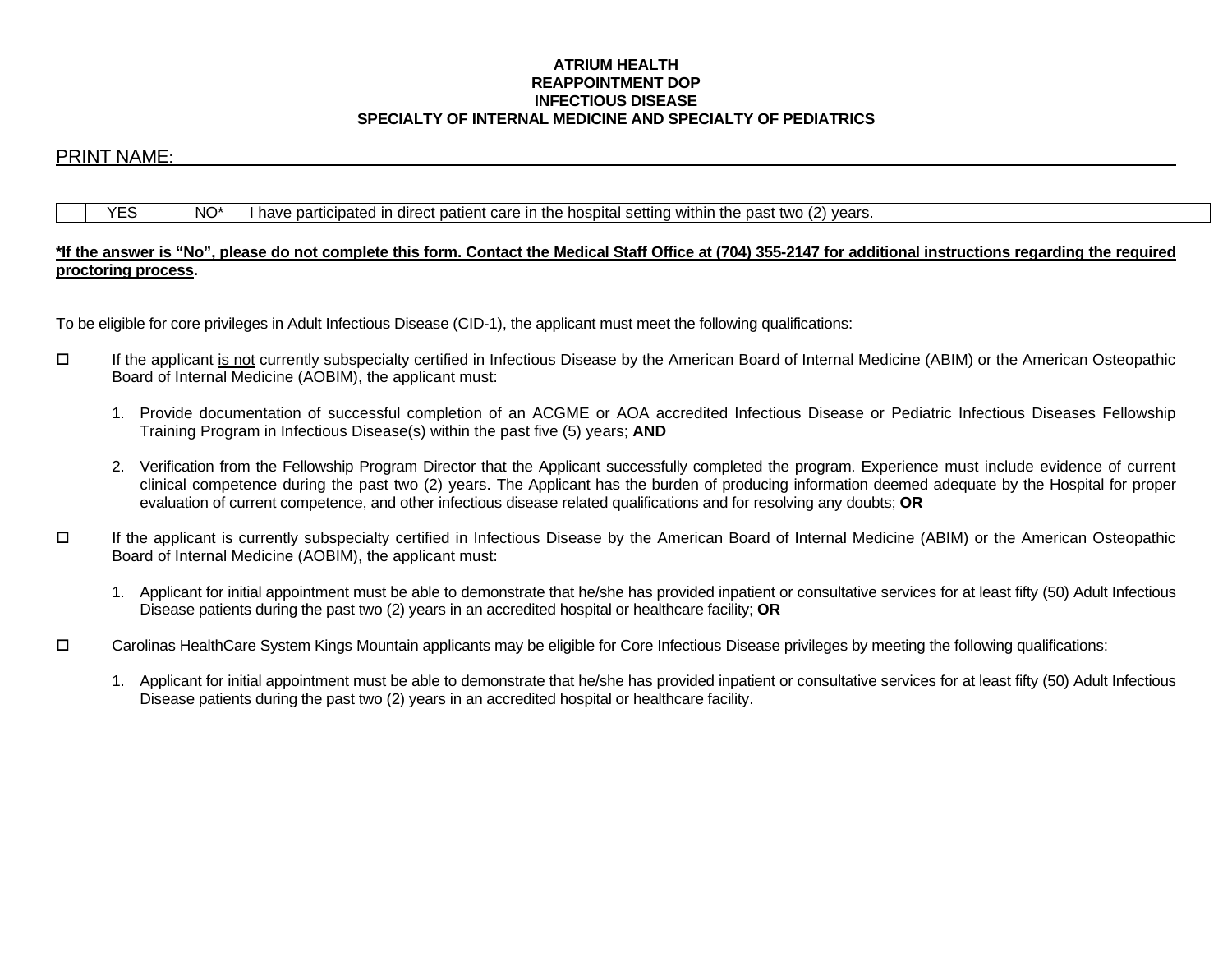**ATRIUM HEALTH**
**REAPPOINTMENT DOP**
**INFECTIOUS DISEASE**
**SPECIALTY OF INTERNAL MEDICINE AND SPECIALTY OF PEDIATRICS**

PRINT NAME: ______________________________________________

| | YES | | NO* | I have participated in direct patient care in the hospital setting within the past two (2) years. |
|---|---|---|---|---|

**\*If the answer is "No", please do not complete this form. Contact the Medical Staff Office at (704) 355-2147 for additional instructions regarding the required proctoring process.**

To be eligible for core privileges in Adult Infectious Disease (CID-1), the applicant must meet the following qualifications:

☐ If the applicant is not currently subspecialty certified in Infectious Disease by the American Board of Internal Medicine (ABIM) or the American Osteopathic Board of Internal Medicine (AOBIM), the applicant must:

1. Provide documentation of successful completion of an ACGME or AOA accredited Infectious Disease or Pediatric Infectious Diseases Fellowship Training Program in Infectious Disease(s) within the past five (5) years; **AND**

2. Verification from the Fellowship Program Director that the Applicant successfully completed the program. Experience must include evidence of current clinical competence during the past two (2) years. The Applicant has the burden of producing information deemed adequate by the Hospital for proper evaluation of current competence, and other infectious disease related qualifications and for resolving any doubts; **OR**

☐ If the applicant is currently subspecialty certified in Infectious Disease by the American Board of Internal Medicine (ABIM) or the American Osteopathic Board of Internal Medicine (AOBIM), the applicant must:

1. Applicant for initial appointment must be able to demonstrate that he/she has provided inpatient or consultative services for at least fifty (50) Adult Infectious Disease patients during the past two (2) years in an accredited hospital or healthcare facility; **OR**

☐ Carolinas HealthCare System Kings Mountain applicants may be eligible for Core Infectious Disease privileges by meeting the following qualifications:

1. Applicant for initial appointment must be able to demonstrate that he/she has provided inpatient or consultative services for at least fifty (50) Adult Infectious Disease patients during the past two (2) years in an accredited hospital or healthcare facility.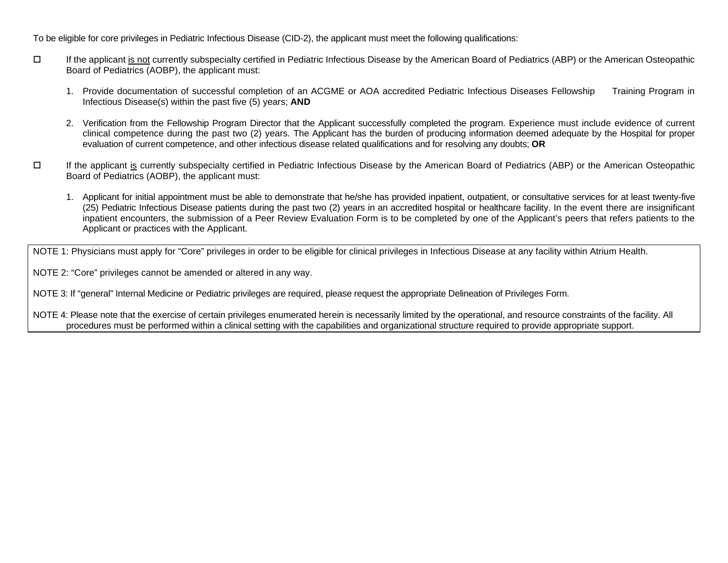To be eligible for core privileges in Pediatric Infectious Disease (CID-2), the applicant must meet the following qualifications:

- ☐ If the applicant is not currently subspecialty certified in Pediatric Infectious Disease by the American Board of Pediatrics (ABP) or the American Osteopathic Board of Pediatrics (AOBP), the applicant must:

  1. Provide documentation of successful completion of an ACGME or AOA accredited Pediatric Infectious Diseases Fellowship Training Program in Infectious Disease(s) within the past five (5) years; **AND**

  2. Verification from the Fellowship Program Director that the Applicant successfully completed the program. Experience must include evidence of current clinical competence during the past two (2) years. The Applicant has the burden of producing information deemed adequate by the Hospital for proper evaluation of current competence, and other infectious disease related qualifications and for resolving any doubts; **OR**

- ☐ If the applicant is currently subspecialty certified in Pediatric Infectious Disease by the American Board of Pediatrics (ABP) or the American Osteopathic Board of Pediatrics (AOBP), the applicant must:

  1. Applicant for initial appointment must be able to demonstrate that he/she has provided inpatient, outpatient, or consultative services for at least twenty-five (25) Pediatric Infectious Disease patients during the past two (2) years in an accredited hospital or healthcare facility. In the event there are insignificant inpatient encounters, the submission of a Peer Review Evaluation Form is to be completed by one of the Applicant's peers that refers patients to the Applicant or practices with the Applicant.

NOTE 1: Physicians must apply for "Core" privileges in order to be eligible for clinical privileges in Infectious Disease at any facility within Atrium Health.

NOTE 2: "Core" privileges cannot be amended or altered in any way.

NOTE 3: If "general" Internal Medicine or Pediatric privileges are required, please request the appropriate Delineation of Privileges Form.

NOTE 4: Please note that the exercise of certain privileges enumerated herein is necessarily limited by the operational, and resource constraints of the facility. All procedures must be performed within a clinical setting with the capabilities and organizational structure required to provide appropriate support.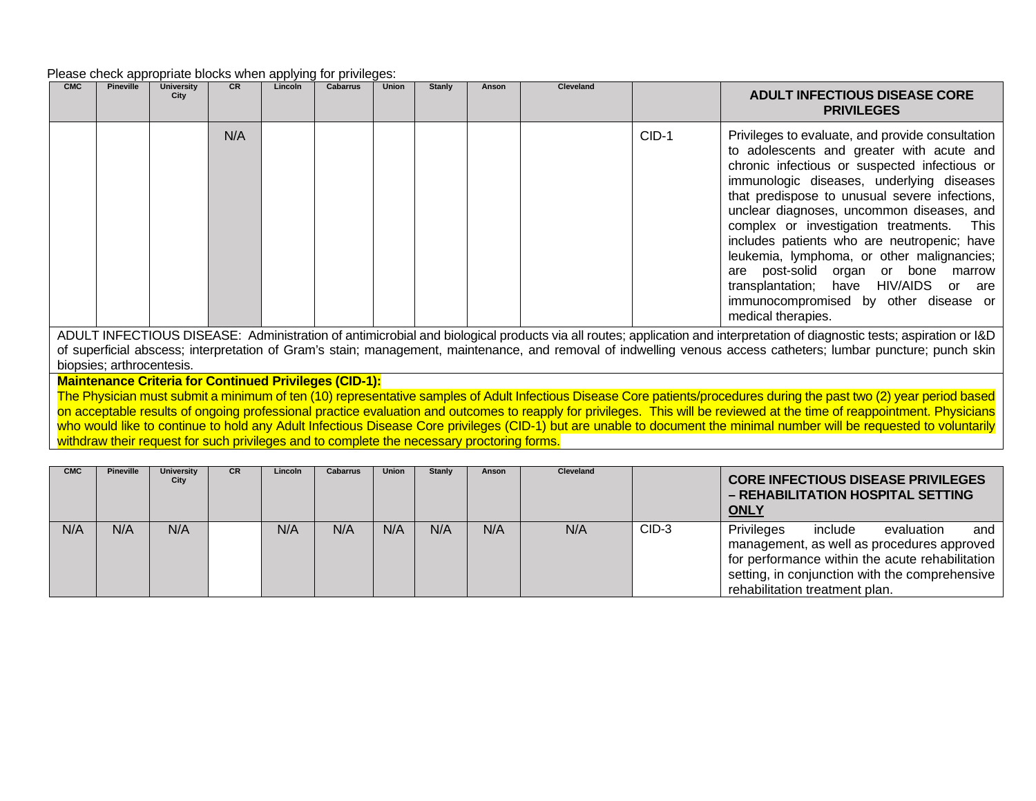Please check appropriate blocks when applying for privileges:

| CMC | Pineville | University City | CR | Lincoln | Cabarrus | Union | Stanly | Anson | Cleveland | | **ADULT INFECTIOUS DISEASE CORE PRIVILEGES** |
|---|---|---|---|---|---|---|---|---|---|---|---|
| | | | N/A | | | | | | | CID-1 | Privileges to evaluate, and provide consultation to adolescents and greater with acute and chronic infectious or suspected infectious or immunologic diseases, underlying diseases that predispose to unusual severe infections, unclear diagnoses, uncommon diseases, and complex or investigation treatments. This includes patients who are neutropenic; have leukemia, lymphoma, or other malignancies; are post-solid organ or bone marrow transplantation; have HIV/AIDS or are immunocompromised by other disease or medical therapies. |

ADULT INFECTIOUS DISEASE: Administration of antimicrobial and biological products via all routes; application and interpretation of diagnostic tests; aspiration or I&D of superficial abscess; interpretation of Gram's stain; management, maintenance, and removal of indwelling venous access catheters; lumbar puncture; punch skin biopsies; arthrocentesis.

**Maintenance Criteria for Continued Privileges (CID-1):**

The Physician must submit a minimum of ten (10) representative samples of Adult Infectious Disease Core patients/procedures during the past two (2) year period based on acceptable results of ongoing professional practice evaluation and outcomes to reapply for privileges. This will be reviewed at the time of reappointment. Physicians who would like to continue to hold any Adult Infectious Disease Core privileges (CID-1) but are unable to document the minimal number will be requested to voluntarily withdraw their request for such privileges and to complete the necessary proctoring forms.

| CMC | Pineville | University City | CR | Lincoln | Cabarrus | Union | Stanly | Anson | Cleveland | | **CORE INFECTIOUS DISEASE PRIVILEGES – REHABILITATION HOSPITAL SETTING <u>ONLY</u>** |
|---|---|---|---|---|---|---|---|---|---|---|---|
| N/A | N/A | N/A | | N/A | N/A | N/A | N/A | N/A | N/A | CID-3 | Privileges include evaluation and management, as well as procedures approved for performance within the acute rehabilitation setting, in conjunction with the comprehensive rehabilitation treatment plan. |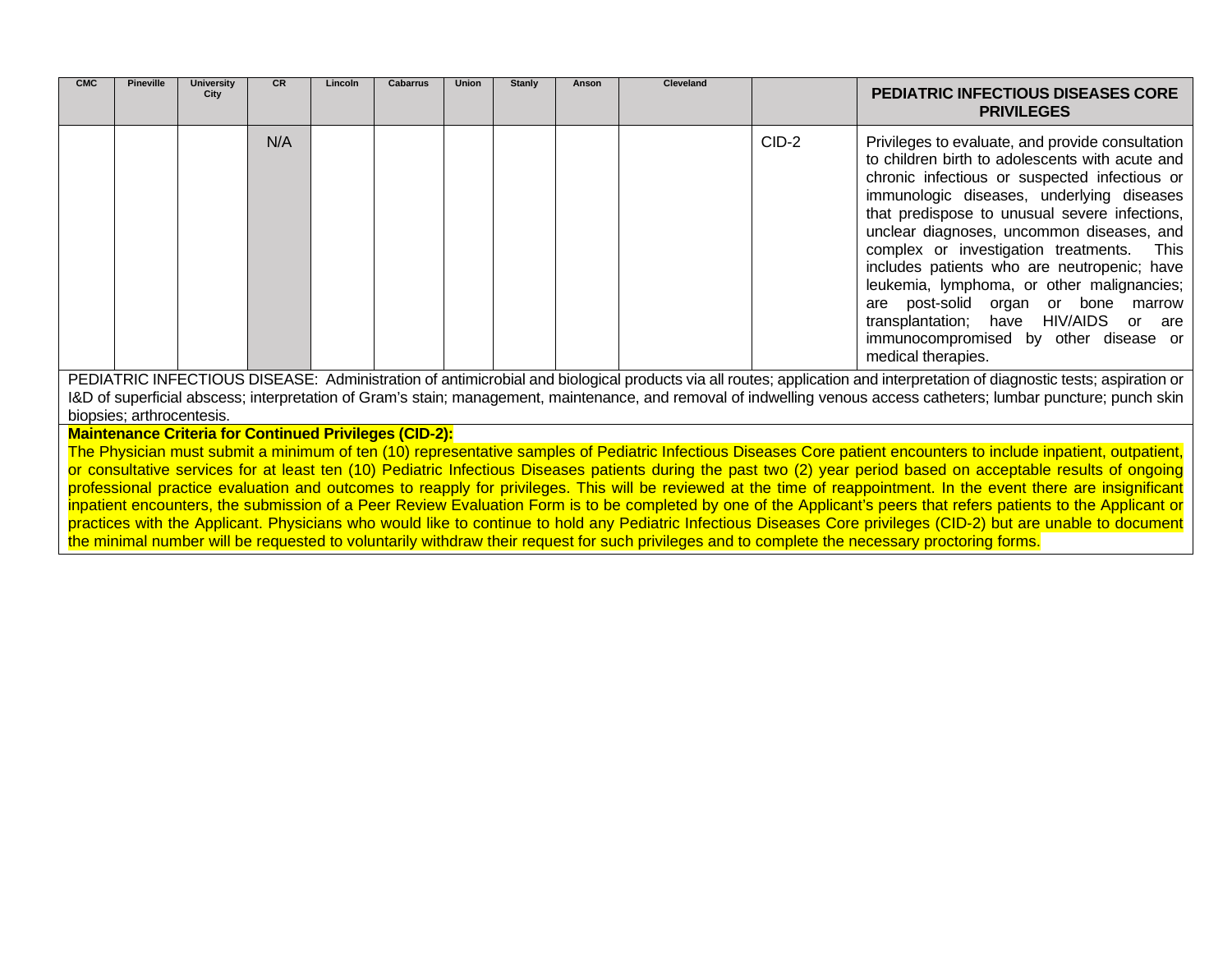| CMC | Pineville | University City | CR | Lincoln | Cabarrus | Union | Stanly | Anson | Cleveland | | **PEDIATRIC INFECTIOUS DISEASES CORE PRIVILEGES** |
|---|---|---|---|---|---|---|---|---|---|---|---|
| | | | N/A | | | | | | | CID-2 | Privileges to evaluate, and provide consultation to children birth to adolescents with acute and chronic infectious or suspected infectious or immunologic diseases, underlying diseases that predispose to unusual severe infections, unclear diagnoses, uncommon diseases, and complex or investigation treatments. This includes patients who are neutropenic; have leukemia, lymphoma, or other malignancies; are post-solid organ or bone marrow transplantation; have HIV/AIDS or are immunocompromised by other disease or medical therapies. |

PEDIATRIC INFECTIOUS DISEASE: Administration of antimicrobial and biological products via all routes; application and interpretation of diagnostic tests; aspiration or I&D of superficial abscess; interpretation of Gram's stain; management, maintenance, and removal of indwelling venous access catheters; lumbar puncture; punch skin biopsies; arthrocentesis.

**Maintenance Criteria for Continued Privileges (CID-2):**

The Physician must submit a minimum of ten (10) representative samples of Pediatric Infectious Diseases Core patient encounters to include inpatient, outpatient, or consultative services for at least ten (10) Pediatric Infectious Diseases patients during the past two (2) year period based on acceptable results of ongoing professional practice evaluation and outcomes to reapply for privileges. This will be reviewed at the time of reappointment. In the event there are insignificant inpatient encounters, the submission of a Peer Review Evaluation Form is to be completed by one of the Applicant's peers that refers patients to the Applicant or practices with the Applicant. Physicians who would like to continue to hold any Pediatric Infectious Diseases Core privileges (CID-2) but are unable to document the minimal number will be requested to voluntarily withdraw their request for such privileges and to complete the necessary proctoring forms.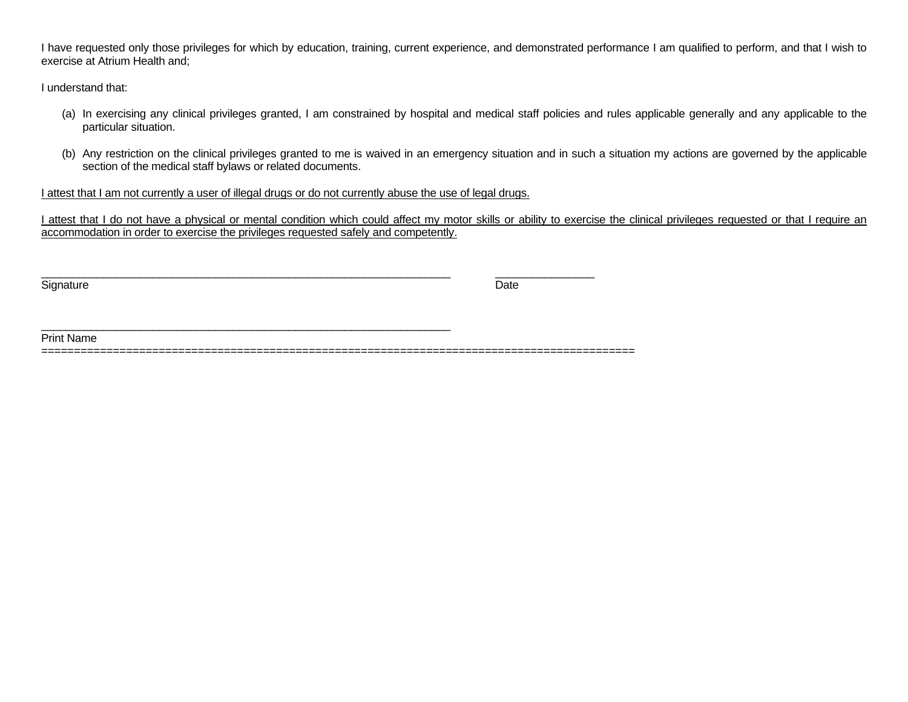I have requested only those privileges for which by education, training, current experience, and demonstrated performance I am qualified to perform, and that I wish to exercise at Atrium Health and;

I understand that:

(a) In exercising any clinical privileges granted, I am constrained by hospital and medical staff policies and rules applicable generally and any applicable to the particular situation.

(b) Any restriction on the clinical privileges granted to me is waived in an emergency situation and in such a situation my actions are governed by the applicable section of the medical staff bylaws or related documents.

<u>I attest that I am not currently a user of illegal drugs or do not currently abuse the use of legal drugs.</u>

<u>I attest that I do not have a physical or mental condition which could affect my motor skills or ability to exercise the clinical privileges requested or that I require an accommodation in order to exercise the privileges requested safely and competently.</u>

______________________________________________________________________          ________________
Signature                                                                                                                              Date

______________________________________________________________________
Print Name

=========================================================================================